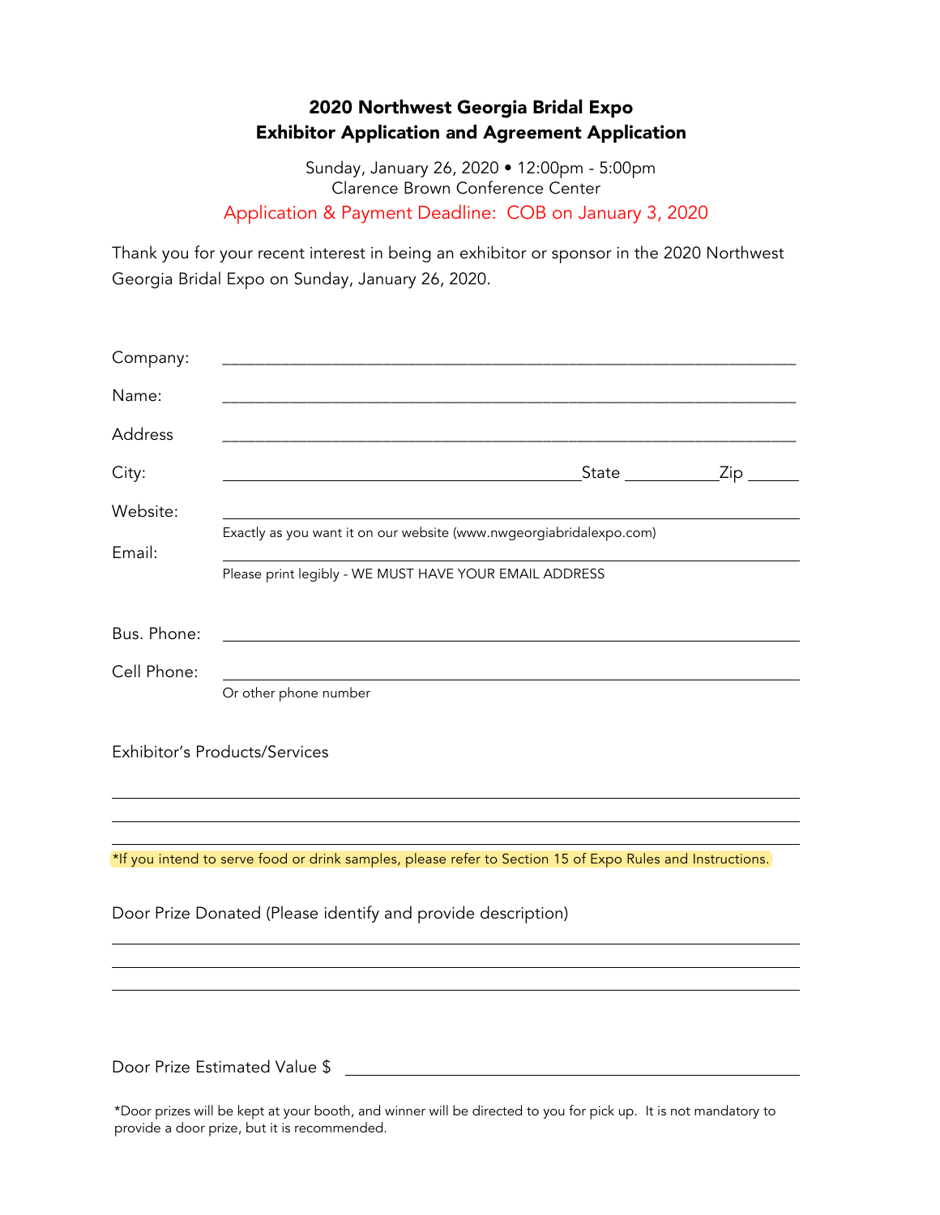# 2020 Northwest Georgia Bridal Expo
# Exhibitor Application and Agreement Application

Sunday, January 26, 2020 • 12:00pm - 5:00pm
Clarence Brown Conference Center

Application & Payment Deadline: COB on January 3, 2020

Thank you for your recent interest in being an exhibitor or sponsor in the 2020 Northwest Georgia Bridal Expo on Sunday, January 26, 2020.

Company: ______________________________________________________________

Name: ______________________________________________________________

Address ______________________________________________________________

City: ________________________________________ State ___________ Zip ______

Website: ______________________________________________________________

Exactly as you want it on our website (www.nwgeorgiabridalexpo.com)

Email: ______________________________________________________________

Please print legibly - WE MUST HAVE YOUR EMAIL ADDRESS

Bus. Phone: ______________________________________________________________

Cell Phone: ______________________________________________________________

Or other phone number

Exhibitor's Products/Services

______________________________________________________________

______________________________________________________________

______________________________________________________________

*If you intend to serve food or drink samples, please refer to Section 15 of Expo Rules and Instructions.

Door Prize Donated (Please identify and provide description)

______________________________________________________________

______________________________________________________________

______________________________________________________________

Door Prize Estimated Value $ ______________________________________________

*Door prizes will be kept at your booth, and winner will be directed to you for pick up. It is not mandatory to provide a door prize, but it is recommended.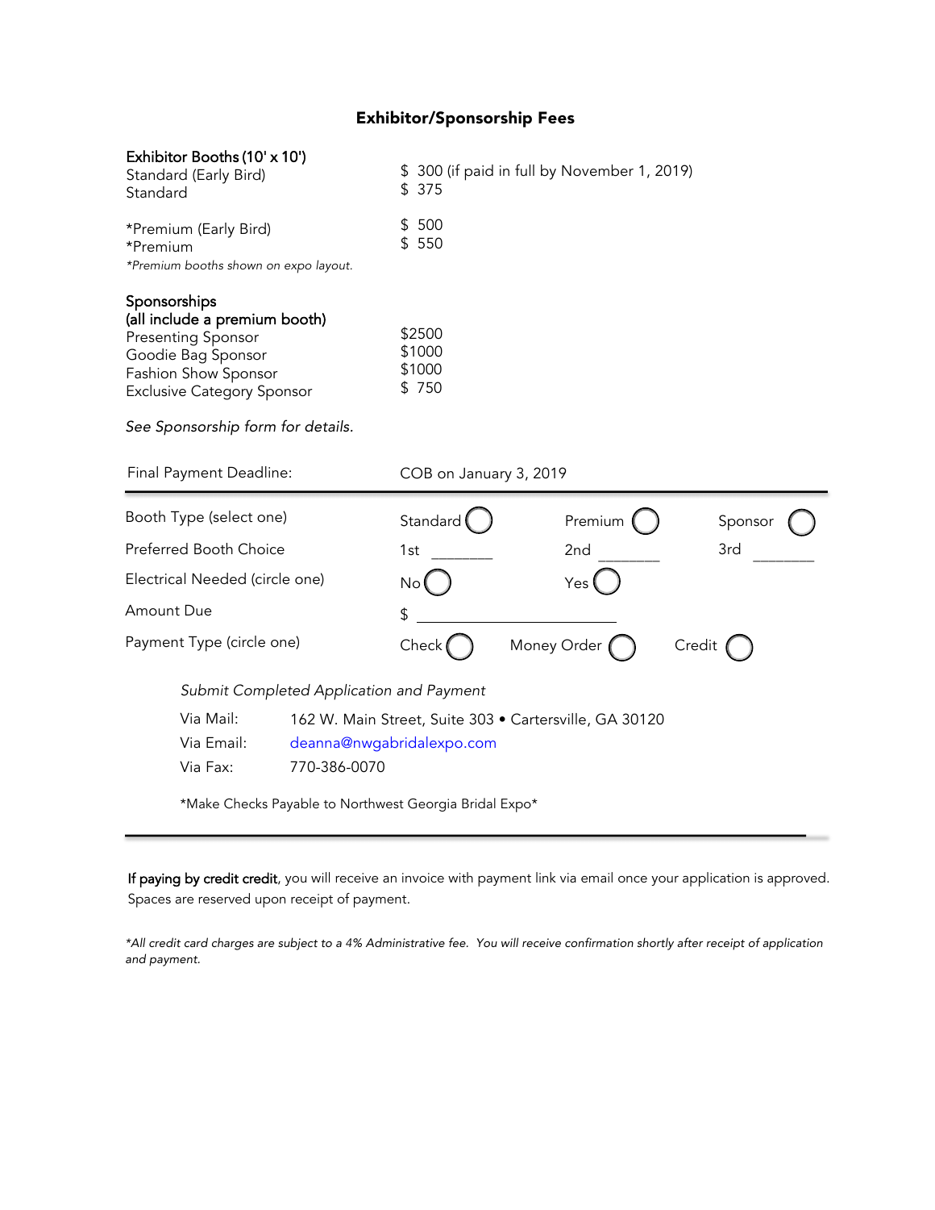## Exhibitor/Sponsorship Fees

| **Exhibitor Booths (10' x 10')** | |
|---|---|
| Standard (Early Bird) | $ 300 (if paid in full by November 1, 2019) |
| Standard | $ 375 |
| *Premium (Early Bird) | $ 500 |
| *Premium | $ 550 |

**Premium booths shown on expo layout.*

| **Sponsorships (all include a premium booth)** | |
|---|---|
| Presenting Sponsor | $2500 |
| Goodie Bag Sponsor | $1000 |
| Fashion Show Sponsor | $1000 |
| Exclusive Category Sponsor | $ 750 |

*See Sponsorship form for details.*

Final Payment Deadline: COB on January 3, 2019

---

| | | | |
|---|---|---|---|
| Booth Type (select one) | Standard ◯ | Premium ◯ | Sponsor ◯ |
| Preferred Booth Choice | 1st ________ | 2nd ________ | 3rd ________ |
| Electrical Needed (circle one) | No ◯ | Yes ◯ | |
| Amount Due | $ ________________________ | | |
| Payment Type (circle one) | Check ◯ | Money Order ◯ | Credit ◯ |

*Submit Completed Application and Payment*

Via Mail: 162 W. Main Street, Suite 303 • Cartersville, GA 30120

Via Email: deanna@nwgabridalexpo.com

Via Fax: 770-386-0070

*Make Checks Payable to Northwest Georgia Bridal Expo*

---

**If paying by credit credit**, you will receive an invoice with payment link via email once your application is approved. Spaces are reserved upon receipt of payment.

**All credit card charges are subject to a 4% Administrative fee. You will receive confirmation shortly after receipt of application and payment.*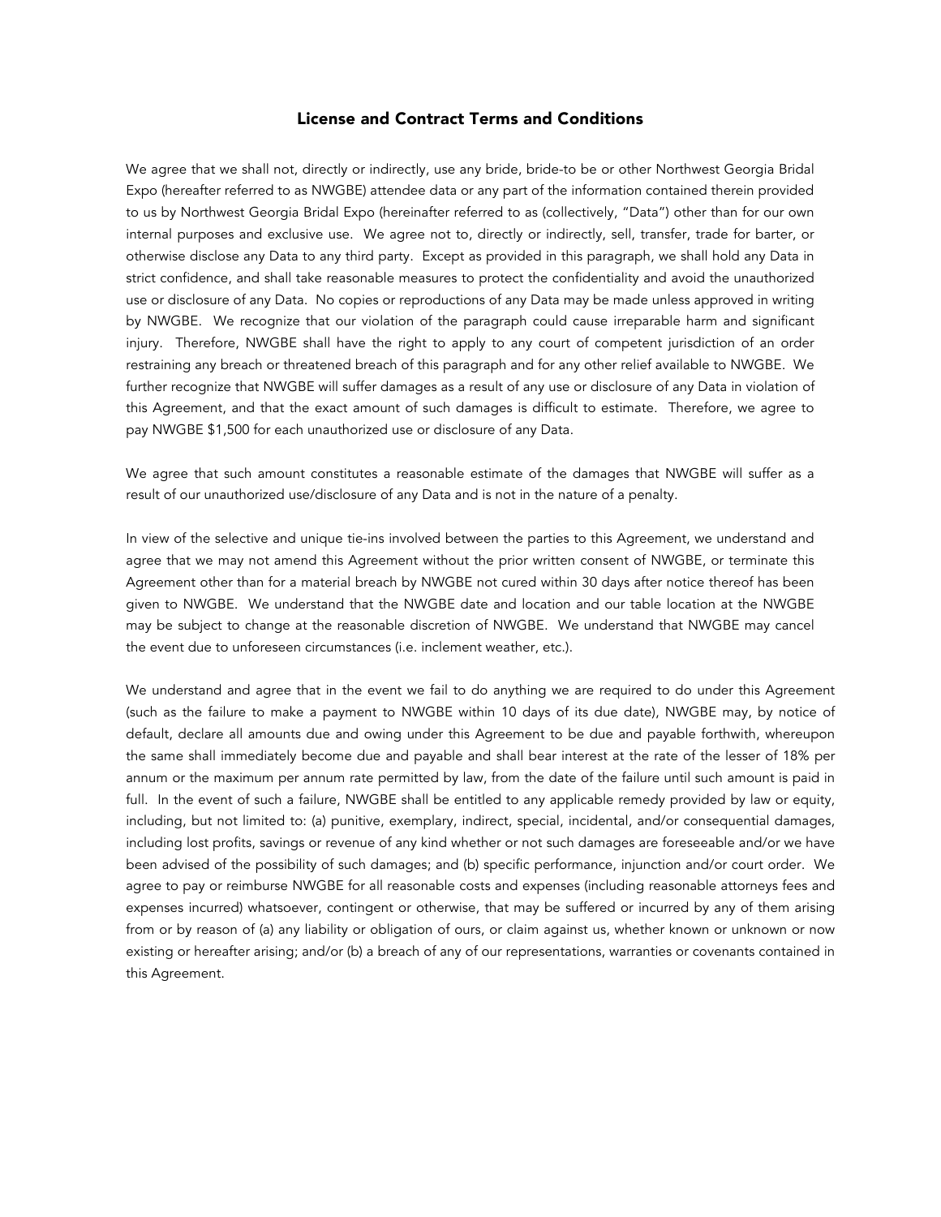## License and Contract Terms and Conditions

We agree that we shall not, directly or indirectly, use any bride, bride-to be or other Northwest Georgia Bridal Expo (hereafter referred to as NWGBE) attendee data or any part of the information contained therein provided to us by Northwest Georgia Bridal Expo (hereinafter referred to as (collectively, "Data") other than for our own internal purposes and exclusive use. We agree not to, directly or indirectly, sell, transfer, trade for barter, or otherwise disclose any Data to any third party. Except as provided in this paragraph, we shall hold any Data in strict confidence, and shall take reasonable measures to protect the confidentiality and avoid the unauthorized use or disclosure of any Data. No copies or reproductions of any Data may be made unless approved in writing by NWGBE. We recognize that our violation of the paragraph could cause irreparable harm and significant injury. Therefore, NWGBE shall have the right to apply to any court of competent jurisdiction of an order restraining any breach or threatened breach of this paragraph and for any other relief available to NWGBE. We further recognize that NWGBE will suffer damages as a result of any use or disclosure of any Data in violation of this Agreement, and that the exact amount of such damages is difficult to estimate. Therefore, we agree to pay NWGBE $1,500 for each unauthorized use or disclosure of any Data.

We agree that such amount constitutes a reasonable estimate of the damages that NWGBE will suffer as a result of our unauthorized use/disclosure of any Data and is not in the nature of a penalty.

In view of the selective and unique tie-ins involved between the parties to this Agreement, we understand and agree that we may not amend this Agreement without the prior written consent of NWGBE, or terminate this Agreement other than for a material breach by NWGBE not cured within 30 days after notice thereof has been given to NWGBE. We understand that the NWGBE date and location and our table location at the NWGBE may be subject to change at the reasonable discretion of NWGBE. We understand that NWGBE may cancel the event due to unforeseen circumstances (i.e. inclement weather, etc.).

We understand and agree that in the event we fail to do anything we are required to do under this Agreement (such as the failure to make a payment to NWGBE within 10 days of its due date), NWGBE may, by notice of default, declare all amounts due and owing under this Agreement to be due and payable forthwith, whereupon the same shall immediately become due and payable and shall bear interest at the rate of the lesser of 18% per annum or the maximum per annum rate permitted by law, from the date of the failure until such amount is paid in full. In the event of such a failure, NWGBE shall be entitled to any applicable remedy provided by law or equity, including, but not limited to: (a) punitive, exemplary, indirect, special, incidental, and/or consequential damages, including lost profits, savings or revenue of any kind whether or not such damages are foreseeable and/or we have been advised of the possibility of such damages; and (b) specific performance, injunction and/or court order. We agree to pay or reimburse NWGBE for all reasonable costs and expenses (including reasonable attorneys fees and expenses incurred) whatsoever, contingent or otherwise, that may be suffered or incurred by any of them arising from or by reason of (a) any liability or obligation of ours, or claim against us, whether known or unknown or now existing or hereafter arising; and/or (b) a breach of any of our representations, warranties or covenants contained in this Agreement.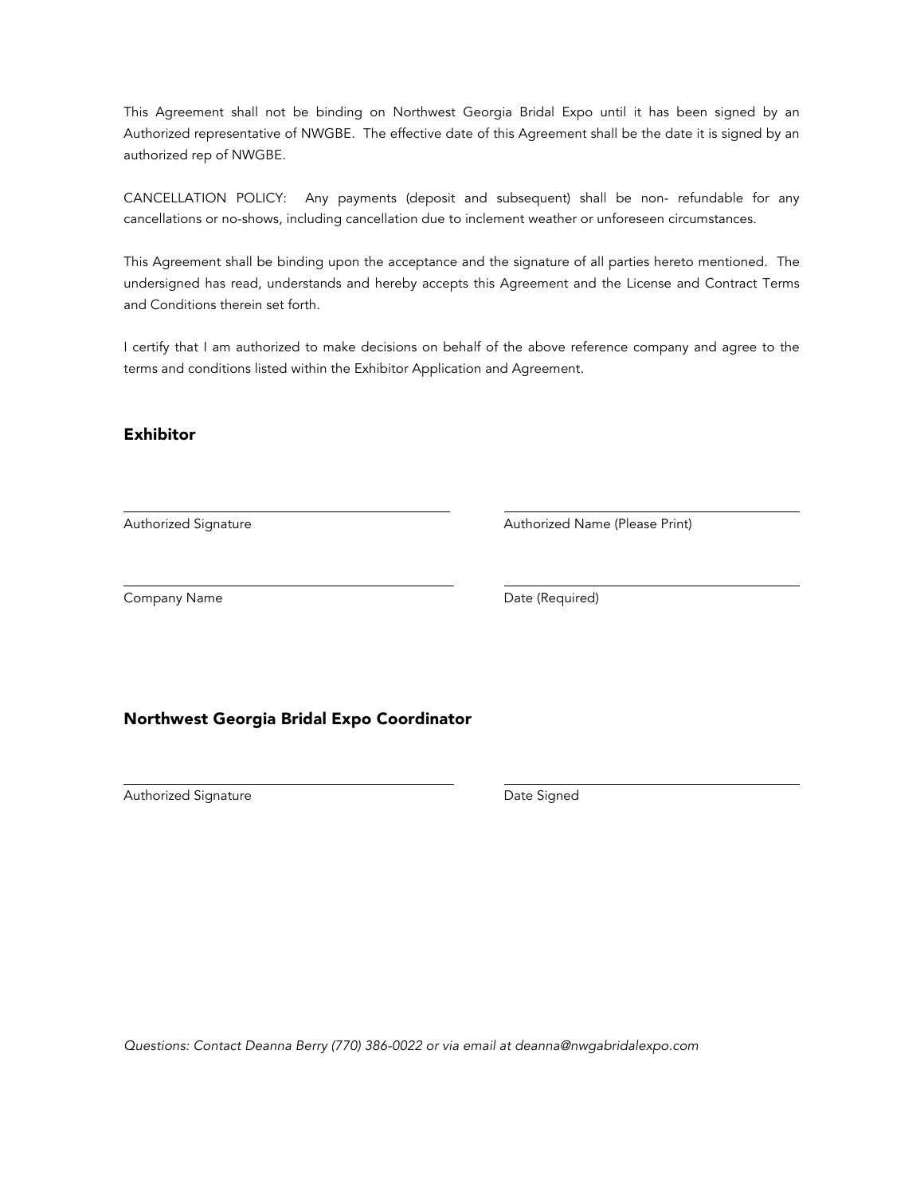This Agreement shall not be binding on Northwest Georgia Bridal Expo until it has been signed by an Authorized representative of NWGBE. The effective date of this Agreement shall be the date it is signed by an authorized rep of NWGBE.

CANCELLATION POLICY: Any payments (deposit and subsequent) shall be non- refundable for any cancellations or no-shows, including cancellation due to inclement weather or unforeseen circumstances.

This Agreement shall be binding upon the acceptance and the signature of all parties hereto mentioned. The undersigned has read, understands and hereby accepts this Agreement and the License and Contract Terms and Conditions therein set forth.

I certify that I am authorized to make decisions on behalf of the above reference company and agree to the terms and conditions listed within the Exhibitor Application and Agreement.

## Exhibitor

| | |
|---|---|
| \_\_\_\_\_\_\_\_\_\_\_\_\_\_\_\_\_\_\_\_\_\_\_\_\_\_\_\_\_\_ | \_\_\_\_\_\_\_\_\_\_\_\_\_\_\_\_\_\_\_\_\_\_\_\_\_\_\_\_\_\_ |
| Authorized Signature | Authorized Name (Please Print) |
| \_\_\_\_\_\_\_\_\_\_\_\_\_\_\_\_\_\_\_\_\_\_\_\_\_\_\_\_\_\_ | \_\_\_\_\_\_\_\_\_\_\_\_\_\_\_\_\_\_\_\_\_\_\_\_\_\_\_\_\_\_ |
| Company Name | Date (Required) |

## Northwest Georgia Bridal Expo Coordinator

| | |
|---|---|
| \_\_\_\_\_\_\_\_\_\_\_\_\_\_\_\_\_\_\_\_\_\_\_\_\_\_\_\_\_\_ | \_\_\_\_\_\_\_\_\_\_\_\_\_\_\_\_\_\_\_\_\_\_\_\_\_\_\_\_\_\_ |
| Authorized Signature | Date Signed |

*Questions: Contact Deanna Berry (770) 386-0022 or via email at deanna@nwgabridalexpo.com*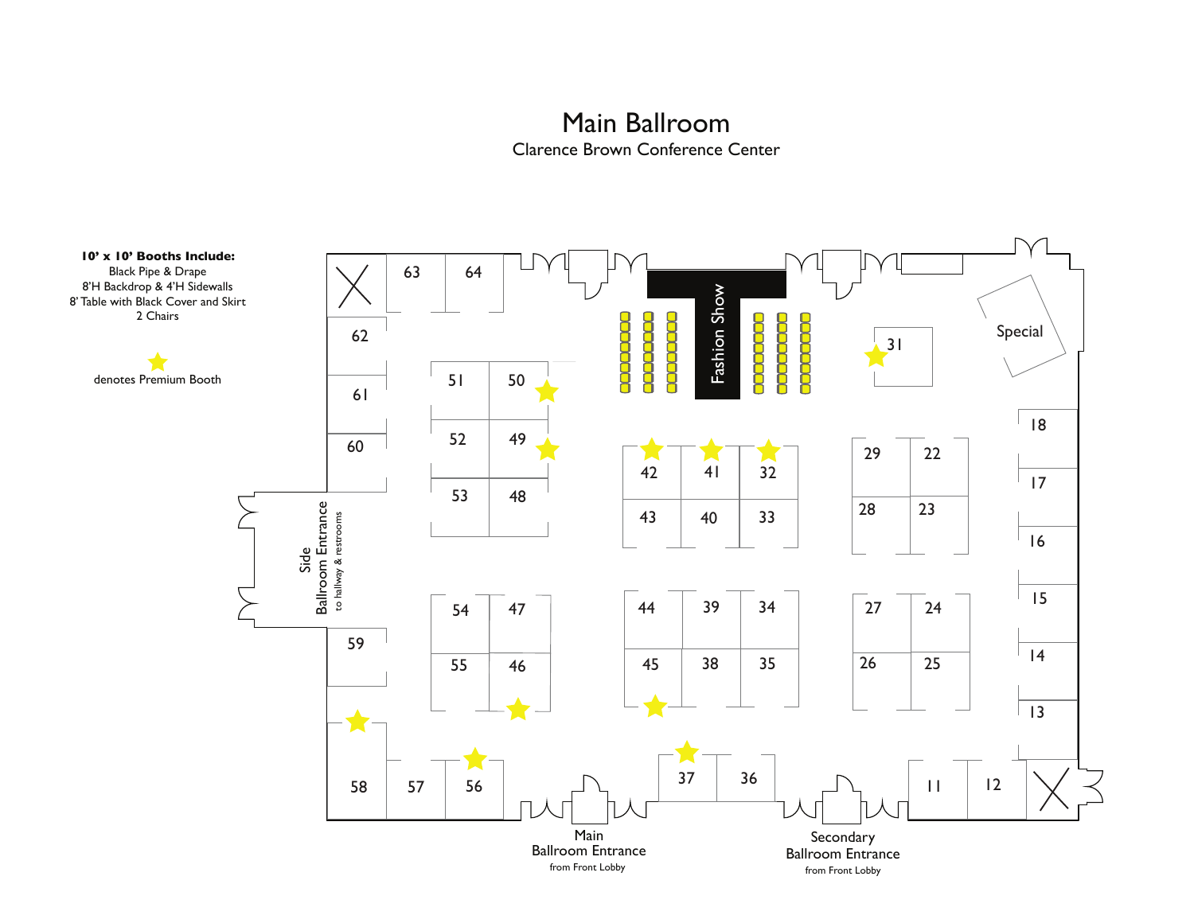# Main Ballroom

Clarence Brown Conference Center

**10' x 10' Booths Include:**
Black Pipe & Drape
8'H Backdrop & 4'H Sidewalls
8' Table with Black Cover and Skirt
2 Chairs

★ denotes Premium Booth

63 64

62

61

60

51 50 ★

52 49 ★

53 48

Fashion Show

★ 31

Special

★ 42 ★ 41 ★ 32

43 40 33

29 22

28 23

18

17

16

15

14

13

Side Ballroom Entrance
to hallway & restrooms

59

54 47

55 46 ★

44 39 34

45 38 35 ★

27 24

26 25

★ 58 57 ★ 56

★ 37 36

11 12

Main Ballroom Entrance
from Front Lobby

Secondary Ballroom Entrance
from Front Lobby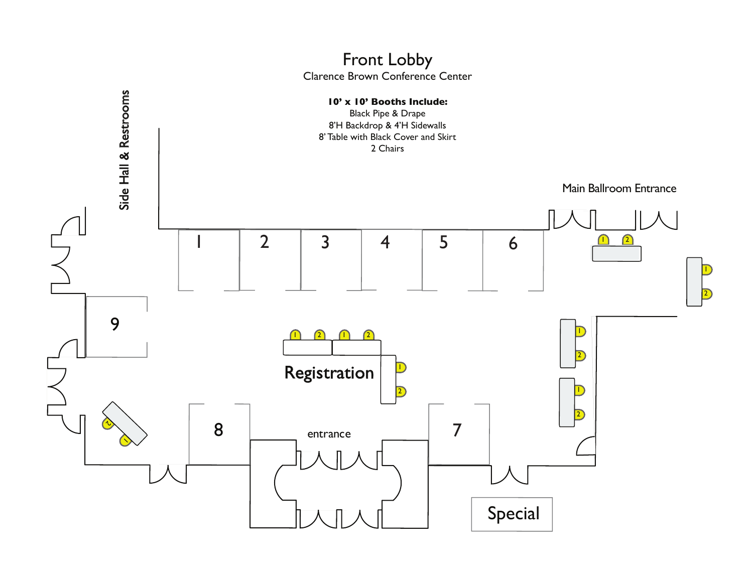# Front Lobby

Clarence Brown Conference Center

**10' x 10' Booths Include:**
Black Pipe & Drape
8'H Backdrop & 4'H Sidewalls
8' Table with Black Cover and Skirt
2 Chairs

Side Hall & Restrooms

Main Ballroom Entrance

1 2 3 4 5 6

9

Registration

8

entrance

7

Special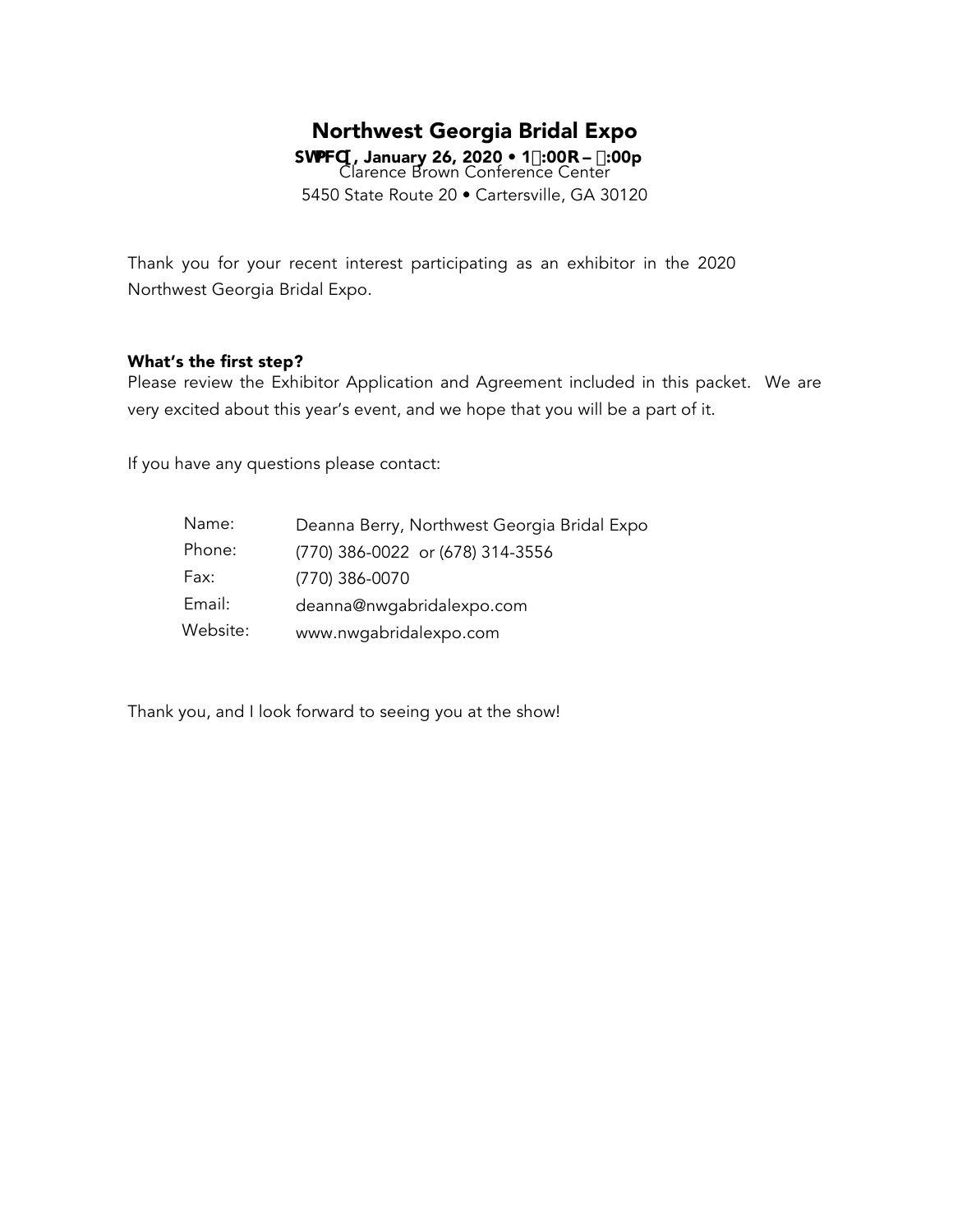## Northwest Georgia Bridal Expo

**SWPFC□, January 26, 2020 • 1□:00R – □:00p**

Clarence Brown Conference Center

5450 State Route 20 • Cartersville, GA 30120

Thank you for your recent interest participating as an exhibitor in the 2020 Northwest Georgia Bridal Expo.

**What's the first step?**

Please review the Exhibitor Application and Agreement included in this packet. We are very excited about this year's event, and we hope that you will be a part of it.

If you have any questions please contact:

| | |
|---|---|
| Name: | Deanna Berry, Northwest Georgia Bridal Expo |
| Phone: | (770) 386-0022 or (678) 314-3556 |
| Fax: | (770) 386-0070 |
| Email: | deanna@nwgabridalexpo.com |
| Website: | www.nwgabridalexpo.com |

Thank you, and I look forward to seeing you at the show!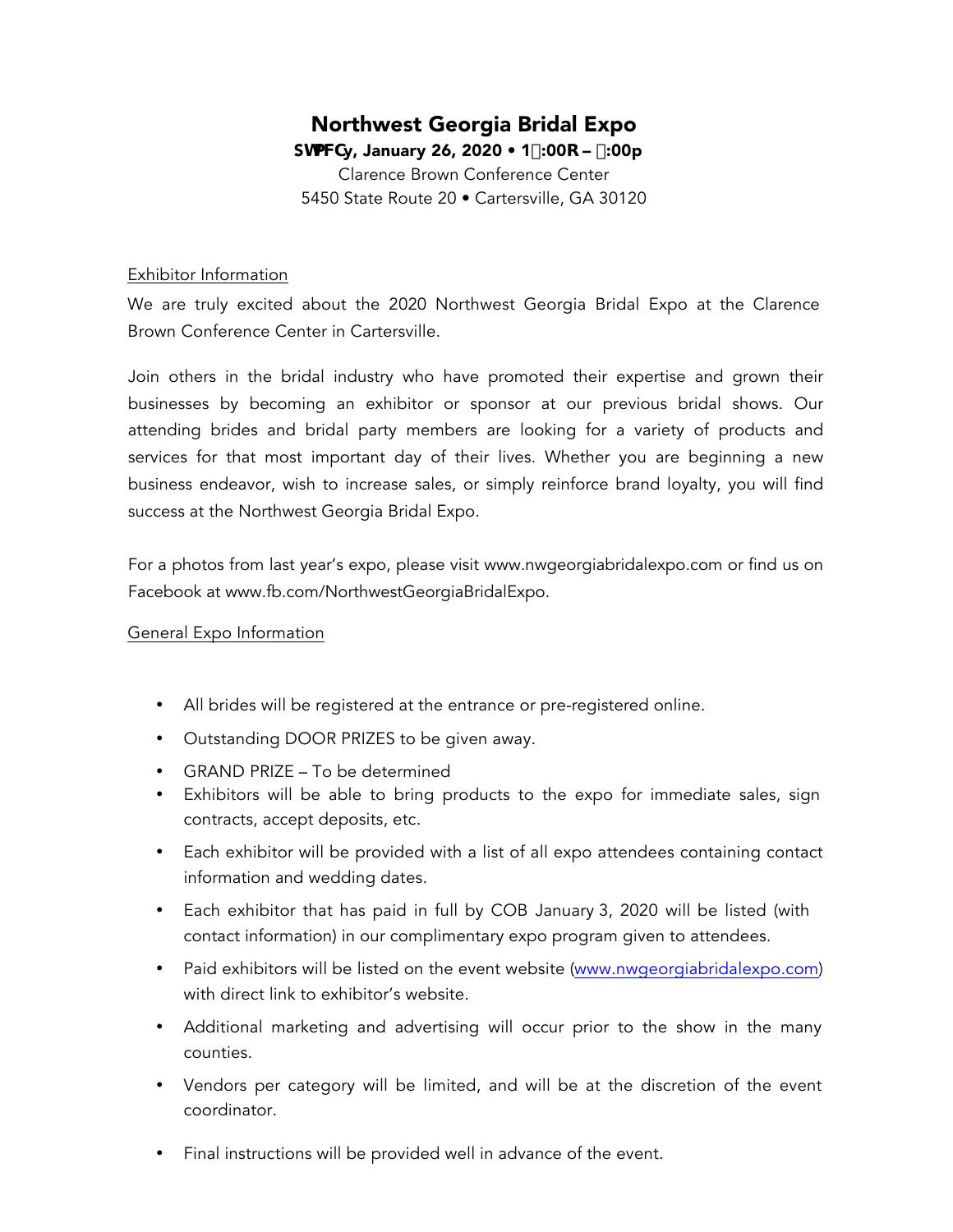# Northwest Georgia Bridal Expo

**SWPFGy, January 26, 2020 • 1:00R – :00p**

Clarence Brown Conference Center

5450 State Route 20 • Cartersville, GA 30120

Exhibitor Information

We are truly excited about the 2020 Northwest Georgia Bridal Expo at the Clarence Brown Conference Center in Cartersville.

Join others in the bridal industry who have promoted their expertise and grown their businesses by becoming an exhibitor or sponsor at our previous bridal shows. Our attending brides and bridal party members are looking for a variety of products and services for that most important day of their lives. Whether you are beginning a new business endeavor, wish to increase sales, or simply reinforce brand loyalty, you will find success at the Northwest Georgia Bridal Expo.

For a photos from last year's expo, please visit www.nwgeorgiabridalexpo.com or find us on Facebook at www.fb.com/NorthwestGeorgiaBridalExpo.

General Expo Information

- All brides will be registered at the entrance or pre-registered online.
- Outstanding DOOR PRIZES to be given away.
- GRAND PRIZE – To be determined
- Exhibitors will be able to bring products to the expo for immediate sales, sign contracts, accept deposits, etc.
- Each exhibitor will be provided with a list of all expo attendees containing contact information and wedding dates.
- Each exhibitor that has paid in full by COB January 3, 2020 will be listed (with contact information) in our complimentary expo program given to attendees.
- Paid exhibitors will be listed on the event website (www.nwgeorgiabridalexpo.com) with direct link to exhibitor's website.
- Additional marketing and advertising will occur prior to the show in the many counties.
- Vendors per category will be limited, and will be at the discretion of the event coordinator.
- Final instructions will be provided well in advance of the event.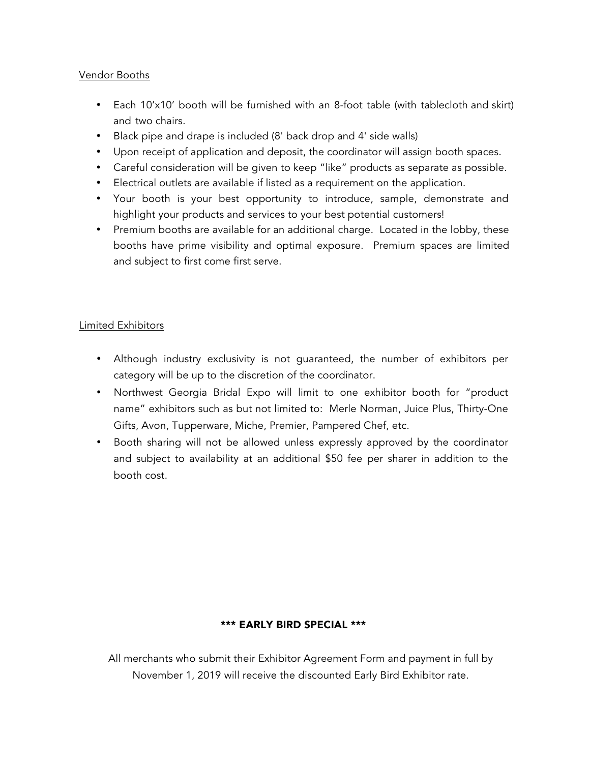## Vendor Booths

- Each 10'x10' booth will be furnished with an 8-foot table (with tablecloth and skirt) and two chairs.
- Black pipe and drape is included (8' back drop and 4' side walls)
- Upon receipt of application and deposit, the coordinator will assign booth spaces.
- Careful consideration will be given to keep "like" products as separate as possible.
- Electrical outlets are available if listed as a requirement on the application.
- Your booth is your best opportunity to introduce, sample, demonstrate and highlight your products and services to your best potential customers!
- Premium booths are available for an additional charge. Located in the lobby, these booths have prime visibility and optimal exposure. Premium spaces are limited and subject to first come first serve.

## Limited Exhibitors

- Although industry exclusivity is not guaranteed, the number of exhibitors per category will be up to the discretion of the coordinator.
- Northwest Georgia Bridal Expo will limit to one exhibitor booth for "product name" exhibitors such as but not limited to: Merle Norman, Juice Plus, Thirty-One Gifts, Avon, Tupperware, Miche, Premier, Pampered Chef, etc.
- Booth sharing will not be allowed unless expressly approved by the coordinator and subject to availability at an additional $50 fee per sharer in addition to the booth cost.

**\*\*\* EARLY BIRD SPECIAL \*\*\***

All merchants who submit their Exhibitor Agreement Form and payment in full by November 1, 2019 will receive the discounted Early Bird Exhibitor rate.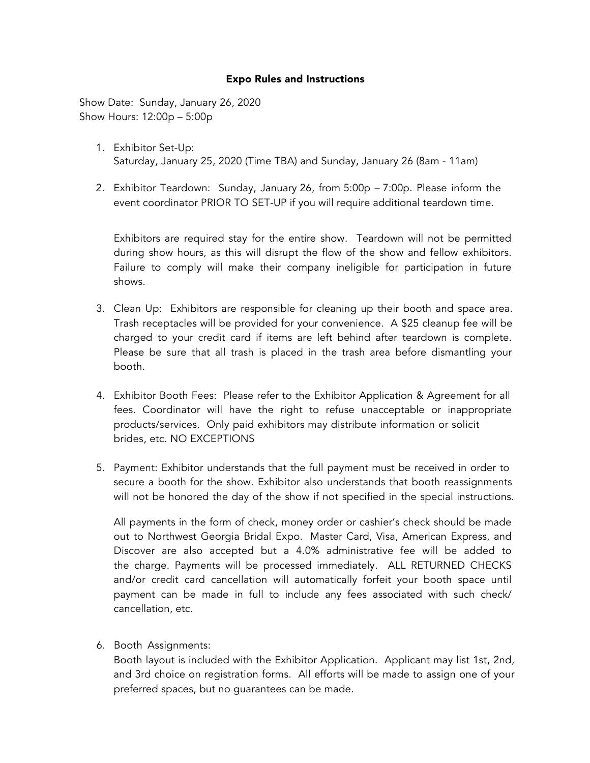## Expo Rules and Instructions

Show Date: Sunday, January 26, 2020
Show Hours: 12:00p – 5:00p

1. Exhibitor Set-Up:
   Saturday, January 25, 2020 (Time TBA) and Sunday, January 26 (8am - 11am)

2. Exhibitor Teardown: Sunday, January 26, from 5:00p – 7:00p. Please inform the event coordinator PRIOR TO SET-UP if you will require additional teardown time.

   Exhibitors are required stay for the entire show. Teardown will not be permitted during show hours, as this will disrupt the flow of the show and fellow exhibitors. Failure to comply will make their company ineligible for participation in future shows.

3. Clean Up: Exhibitors are responsible for cleaning up their booth and space area. Trash receptacles will be provided for your convenience. A $25 cleanup fee will be charged to your credit card if items are left behind after teardown is complete. Please be sure that all trash is placed in the trash area before dismantling your booth.

4. Exhibitor Booth Fees: Please refer to the Exhibitor Application & Agreement for all fees. Coordinator will have the right to refuse unacceptable or inappropriate products/services. Only paid exhibitors may distribute information or solicit brides, etc. NO EXCEPTIONS

5. Payment: Exhibitor understands that the full payment must be received in order to secure a booth for the show. Exhibitor also understands that booth reassignments will not be honored the day of the show if not specified in the special instructions.

   All payments in the form of check, money order or cashier's check should be made out to Northwest Georgia Bridal Expo. Master Card, Visa, American Express, and Discover are also accepted but a 4.0% administrative fee will be added to the charge. Payments will be processed immediately. ALL RETURNED CHECKS and/or credit card cancellation will automatically forfeit your booth space until payment can be made in full to include any fees associated with such check/ cancellation, etc.

6. Booth Assignments:
   Booth layout is included with the Exhibitor Application. Applicant may list 1st, 2nd, and 3rd choice on registration forms. All efforts will be made to assign one of your preferred spaces, but no guarantees can be made.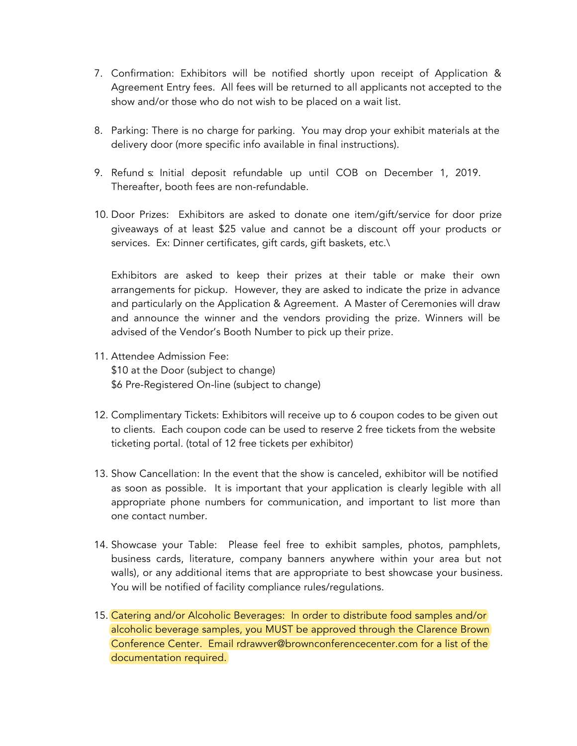7. Confirmation: Exhibitors will be notified shortly upon receipt of Application & Agreement Entry fees. All fees will be returned to all applicants not accepted to the show and/or those who do not wish to be placed on a wait list.

8. Parking: There is no charge for parking. You may drop your exhibit materials at the delivery door (more specific info available in final instructions).

9. Refund s: Initial deposit refundable up until COB on December 1, 2019. Thereafter, booth fees are non-refundable.

10. Door Prizes: Exhibitors are asked to donate one item/gift/service for door prize giveaways of at least $25 value and cannot be a discount off your products or services. Ex: Dinner certificates, gift cards, gift baskets, etc.\

    Exhibitors are asked to keep their prizes at their table or make their own arrangements for pickup. However, they are asked to indicate the prize in advance and particularly on the Application & Agreement. A Master of Ceremonies will draw and announce the winner and the vendors providing the prize. Winners will be advised of the Vendor's Booth Number to pick up their prize.

11. Attendee Admission Fee:
    $10 at the Door (subject to change)
    $6 Pre-Registered On-line (subject to change)

12. Complimentary Tickets: Exhibitors will receive up to 6 coupon codes to be given out to clients. Each coupon code can be used to reserve 2 free tickets from the website ticketing portal. (total of 12 free tickets per exhibitor)

13. Show Cancellation: In the event that the show is canceled, exhibitor will be notified as soon as possible. It is important that your application is clearly legible with all appropriate phone numbers for communication, and important to list more than one contact number.

14. Showcase your Table: Please feel free to exhibit samples, photos, pamphlets, business cards, literature, company banners anywhere within your area but not walls), or any additional items that are appropriate to best showcase your business. You will be notified of facility compliance rules/regulations.

15. Catering and/or Alcoholic Beverages: In order to distribute food samples and/or alcoholic beverage samples, you MUST be approved through the Clarence Brown Conference Center. Email rdrawver@brownconferencecenter.com for a list of the documentation required.